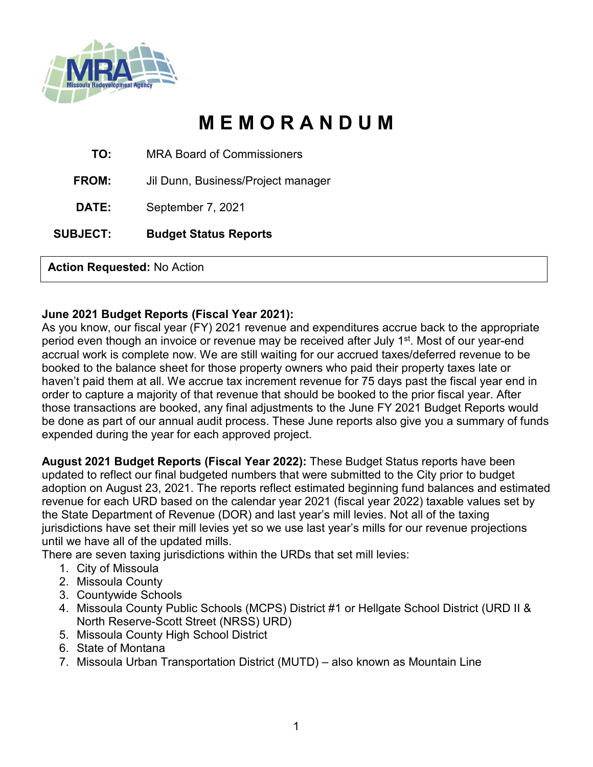# MEMORANDUM

**TO:** MRA Board of Commissioners

**FROM:** Jil Dunn, Business/Project manager

**DATE:** September 7, 2021

**SUBJECT:** **Budget Status Reports**

**Action Requested:** No Action

**June 2021 Budget Reports (Fiscal Year 2021):**
As you know, our fiscal year (FY) 2021 revenue and expenditures accrue back to the appropriate period even though an invoice or revenue may be received after July 1st. Most of our year-end accrual work is complete now. We are still waiting for our accrued taxes/deferred revenue to be booked to the balance sheet for those property owners who paid their property taxes late or haven't paid them at all. We accrue tax increment revenue for 75 days past the fiscal year end in order to capture a majority of that revenue that should be booked to the prior fiscal year. After those transactions are booked, any final adjustments to the June FY 2021 Budget Reports would be done as part of our annual audit process. These June reports also give you a summary of funds expended during the year for each approved project.

**August 2021 Budget Reports (Fiscal Year 2022):** These Budget Status reports have been updated to reflect our final budgeted numbers that were submitted to the City prior to budget adoption on August 23, 2021. The reports reflect estimated beginning fund balances and estimated revenue for each URD based on the calendar year 2021 (fiscal year 2022) taxable values set by the State Department of Revenue (DOR) and last year's mill levies. Not all of the taxing jurisdictions have set their mill levies yet so we use last year's mills for our revenue projections until we have all of the updated mills.
There are seven taxing jurisdictions within the URDs that set mill levies:

1. City of Missoula
2. Missoula County
3. Countywide Schools
4. Missoula County Public Schools (MCPS) District #1 or Hellgate School District (URD II & North Reserve-Scott Street (NRSS) URD)
5. Missoula County High School District
6. State of Montana
7. Missoula Urban Transportation District (MUTD) – also known as Mountain Line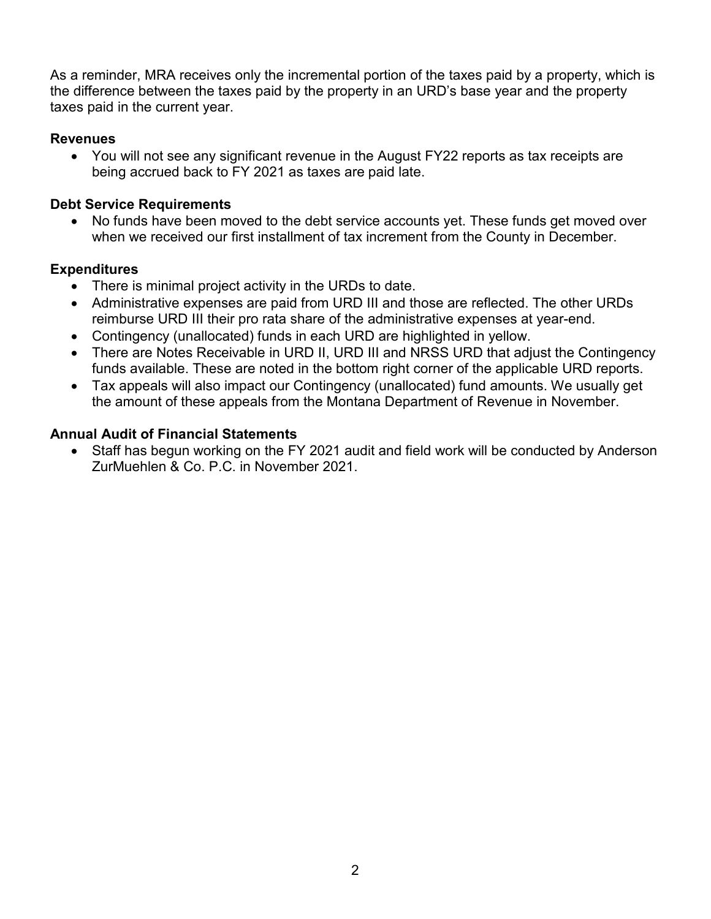As a reminder, MRA receives only the incremental portion of the taxes paid by a property, which is the difference between the taxes paid by the property in an URD's base year and the property taxes paid in the current year.

**Revenues**

- You will not see any significant revenue in the August FY22 reports as tax receipts are being accrued back to FY 2021 as taxes are paid late.

**Debt Service Requirements**

- No funds have been moved to the debt service accounts yet. These funds get moved over when we received our first installment of tax increment from the County in December.

**Expenditures**

- There is minimal project activity in the URDs to date.
- Administrative expenses are paid from URD III and those are reflected. The other URDs reimburse URD III their pro rata share of the administrative expenses at year-end.
- Contingency (unallocated) funds in each URD are highlighted in yellow.
- There are Notes Receivable in URD II, URD III and NRSS URD that adjust the Contingency funds available. These are noted in the bottom right corner of the applicable URD reports.
- Tax appeals will also impact our Contingency (unallocated) fund amounts. We usually get the amount of these appeals from the Montana Department of Revenue in November.

**Annual Audit of Financial Statements**

- Staff has begun working on the FY 2021 audit and field work will be conducted by Anderson ZurMuehlen & Co. P.C. in November 2021.